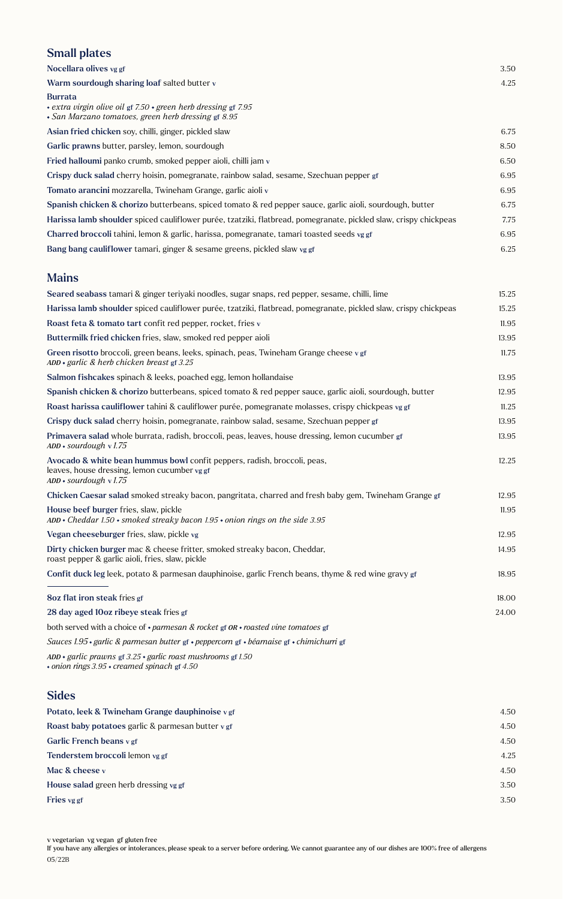## Small plates

**Nocellara olives** vg gf — 3.50

**Warm sourdough sharing loaf** salted butter v — 4.25

**Burrata**
- *extra virgin olive oil* gf *7.50* • *green herb dressing* gf *7.95*
- *San Marzano tomatoes, green herb dressing* gf *8.95*

**Asian fried chicken** soy, chilli, ginger, pickled slaw — 6.75

**Garlic prawns** butter, parsley, lemon, sourdough — 8.50

**Fried halloumi** panko crumb, smoked pepper aioli, chilli jam v — 6.50

**Crispy duck salad** cherry hoisin, pomegranate, rainbow salad, sesame, Szechuan pepper gf — 6.95

**Tomato arancini** mozzarella, Twineham Grange, garlic aioli v — 6.95

**Spanish chicken & chorizo** butterbeans, spiced tomato & red pepper sauce, garlic aioli, sourdough, butter — 6.75

**Harissa lamb shoulder** spiced cauliflower purée, tzatziki, flatbread, pomegranate, pickled slaw, crispy chickpeas — 7.75

**Charred broccoli** tahini, lemon & garlic, harissa, pomegranate, tamari toasted seeds vg gf — 6.95

**Bang bang cauliflower** tamari, ginger & sesame greens, pickled slaw vg gf — 6.25

## Mains

**Seared seabass** tamari & ginger teriyaki noodles, sugar snaps, red pepper, sesame, chilli, lime — 15.25

**Harissa lamb shoulder** spiced cauliflower purée, tzatziki, flatbread, pomegranate, pickled slaw, crispy chickpeas — 15.25

**Roast feta & tomato tart** confit red pepper, rocket, fries v — 11.95

**Buttermilk fried chicken** fries, slaw, smoked red pepper aioli — 13.95

**Green risotto** broccoli, green beans, leeks, spinach, peas, Twineham Grange cheese v gf — 11.75
*ADD • garlic & herb chicken breast* gf *3.25*

**Salmon fishcakes** spinach & leeks, poached egg, lemon hollandaise — 13.95

**Spanish chicken & chorizo** butterbeans, spiced tomato & red pepper sauce, garlic aioli, sourdough, butter — 12.95

**Roast harissa cauliflower** tahini & cauliflower purée, pomegranate molasses, crispy chickpeas vg gf — 11.25

**Crispy duck salad** cherry hoisin, pomegranate, rainbow salad, sesame, Szechuan pepper gf — 13.95

**Primavera salad** whole burrata, radish, broccoli, peas, leaves, house dressing, lemon cucumber gf — 13.95
*ADD • sourdough* v *1.75*

**Avocado & white bean hummus bowl** confit peppers, radish, broccoli, peas, leaves, house dressing, lemon cucumber vg gf — 12.25
*ADD • sourdough* v *1.75*

**Chicken Caesar salad** smoked streaky bacon, pangritata, charred and fresh baby gem, Twineham Grange gf — 12.95

**House beef burger** fries, slaw, pickle — 11.95
*ADD • Cheddar 1.50 • smoked streaky bacon 1.95 • onion rings on the side 3.95*

**Vegan cheeseburger** fries, slaw, pickle vg — 12.95

**Dirty chicken burger** mac & cheese fritter, smoked streaky bacon, Cheddar, roast pepper & garlic aioli, fries, slaw, pickle — 14.95

**Confit duck leg** leek, potato & parmesan dauphinoise, garlic French beans, thyme & red wine gravy gf — 18.95

---

**8oz flat iron steak** fries gf — 18.00

**28 day aged 10oz ribeye steak** fries gf — 24.00

both served with a choice of • *parmesan & rocket* gf ***OR*** • *roasted vine tomatoes* gf

*Sauces 1.95 • garlic & parmesan butter* gf • *peppercorn* gf • *béarnaise* gf • *chimichurri* gf

*ADD • garlic prawns* gf *3.25 • garlic roast mushrooms* gf *1.50*
*• onion rings 3.95 • creamed spinach* gf *4.50*

## Sides

**Potato, leek & Twineham Grange dauphinoise** v gf — 4.50

**Roast baby potatoes** garlic & parmesan butter v gf — 4.50

**Garlic French beans** v gf — 4.50

**Tenderstem broccoli** lemon vg gf — 4.25

**Mac & cheese** v — 4.50

**House salad** green herb dressing vg gf — 3.50

**Fries** vg gf — 3.50

v vegetarian vg vegan gf gluten free
If you have any allergies or intolerances, please speak to a server before ordering. We cannot guarantee any of our dishes are 100% free of allergens
05/22B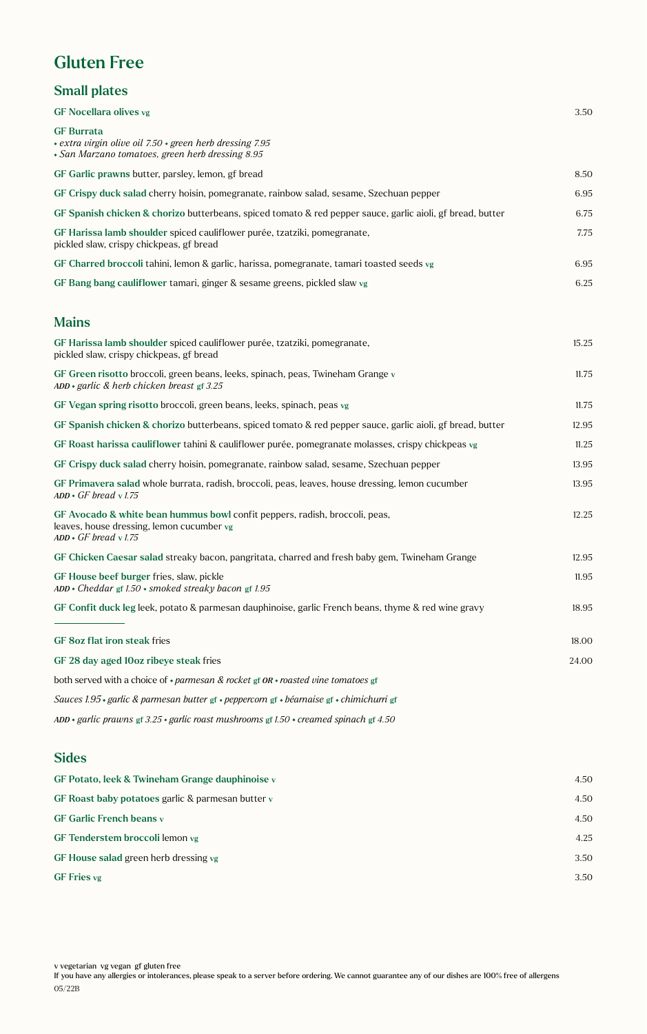# Gluten Free

## Small plates

**GF Nocellara olives** vg — 3.50

**GF Burrata**
• *extra virgin olive oil 7.50* • *green herb dressing 7.95*
• *San Marzano tomatoes, green herb dressing 8.95*

**GF Garlic prawns** butter, parsley, lemon, gf bread — 8.50

**GF Crispy duck salad** cherry hoisin, pomegranate, rainbow salad, sesame, Szechuan pepper — 6.95

**GF Spanish chicken & chorizo** butterbeans, spiced tomato & red pepper sauce, garlic aioli, gf bread, butter — 6.75

**GF Harissa lamb shoulder** spiced cauliflower purée, tzatziki, pomegranate, pickled slaw, crispy chickpeas, gf bread — 7.75

**GF Charred broccoli** tahini, lemon & garlic, harissa, pomegranate, tamari toasted seeds vg — 6.95

**GF Bang bang cauliflower** tamari, ginger & sesame greens, pickled slaw vg — 6.25

## Mains

**GF Harissa lamb shoulder** spiced cauliflower purée, tzatziki, pomegranate, pickled slaw, crispy chickpeas, gf bread — 15.25

**GF Green risotto** broccoli, green beans, leeks, spinach, peas, Twineham Grange v — 11.75
*ADD* • *garlic & herb chicken breast* gf *3.25*

**GF Vegan spring risotto** broccoli, green beans, leeks, spinach, peas vg — 11.75

**GF Spanish chicken & chorizo** butterbeans, spiced tomato & red pepper sauce, garlic aioli, gf bread, butter — 12.95

**GF Roast harissa cauliflower** tahini & cauliflower purée, pomegranate molasses, crispy chickpeas vg — 11.25

**GF Crispy duck salad** cherry hoisin, pomegranate, rainbow salad, sesame, Szechuan pepper — 13.95

**GF Primavera salad** whole burrata, radish, broccoli, peas, leaves, house dressing, lemon cucumber — 13.95
*ADD* • *GF bread* v *1.75*

**GF Avocado & white bean hummus bowl** confit peppers, radish, broccoli, peas, leaves, house dressing, lemon cucumber vg — 12.25
*ADD* • *GF bread* v *1.75*

**GF Chicken Caesar salad** streaky bacon, pangritata, charred and fresh baby gem, Twineham Grange — 12.95

**GF House beef burger** fries, slaw, pickle — 11.95
*ADD* • *Cheddar* gf *1.50* • *smoked streaky bacon* gf *1.95*

**GF Confit duck leg** leek, potato & parmesan dauphinoise, garlic French beans, thyme & red wine gravy — 18.95

---

**GF 8oz flat iron steak** fries — 18.00

**GF 28 day aged 10oz ribeye steak** fries — 24.00

both served with a choice of • *parmesan & rocket* gf *OR* • *roasted vine tomatoes* gf

*Sauces 1.95* • *garlic & parmesan butter* gf • *peppercorn* gf • *béarnaise* gf • *chimichurri* gf

*ADD* • *garlic prawns* gf *3.25* • *garlic roast mushrooms* gf *1.50* • *creamed spinach* gf *4.50*

## Sides

**GF Potato, leek & Twineham Grange dauphinoise** v — 4.50

**GF Roast baby potatoes** garlic & parmesan butter v — 4.50

**GF Garlic French beans** v — 4.50

**GF Tenderstem broccoli** lemon vg — 4.25

**GF House salad** green herb dressing vg — 3.50

**GF Fries** vg — 3.50

v vegetarian vg vegan gf gluten free
If you have any allergies or intolerances, please speak to a server before ordering. We cannot guarantee any of our dishes are 100% free of allergens
05/22B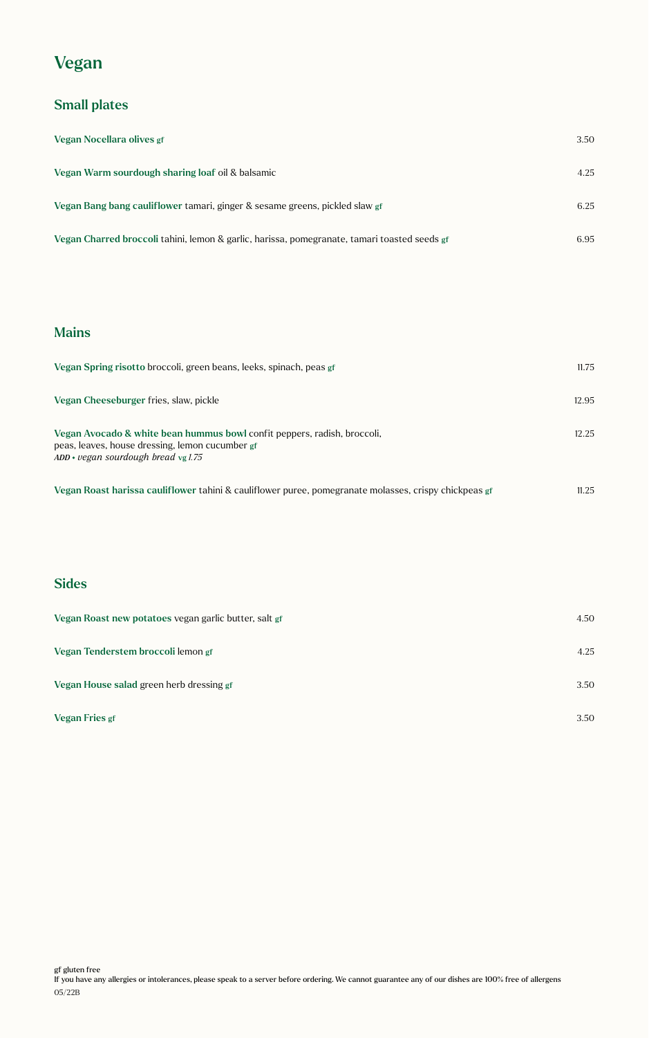# Vegan

## Small plates

**Vegan Nocellara olives** gf — 3.50

**Vegan Warm sourdough sharing loaf** oil & balsamic — 4.25

**Vegan Bang bang cauliflower** tamari, ginger & sesame greens, pickled slaw gf — 6.25

**Vegan Charred broccoli** tahini, lemon & garlic, harissa, pomegranate, tamari toasted seeds gf — 6.95

## Mains

**Vegan Spring risotto** broccoli, green beans, leeks, spinach, peas gf — 11.75

**Vegan Cheeseburger** fries, slaw, pickle — 12.95

**Vegan Avocado & white bean hummus bowl** confit peppers, radish, broccoli, peas, leaves, house dressing, lemon cucumber gf — 12.25
*ADD • vegan sourdough bread* vg *1.75*

**Vegan Roast harissa cauliflower** tahini & cauliflower puree, pomegranate molasses, crispy chickpeas gf — 11.25

## Sides

**Vegan Roast new potatoes** vegan garlic butter, salt gf — 4.50

**Vegan Tenderstem broccoli** lemon gf — 4.25

**Vegan House salad** green herb dressing gf — 3.50

**Vegan Fries** gf — 3.50

gf gluten free
If you have any allergies or intolerances, please speak to a server before ordering. We cannot guarantee any of our dishes are 100% free of allergens
05/22B